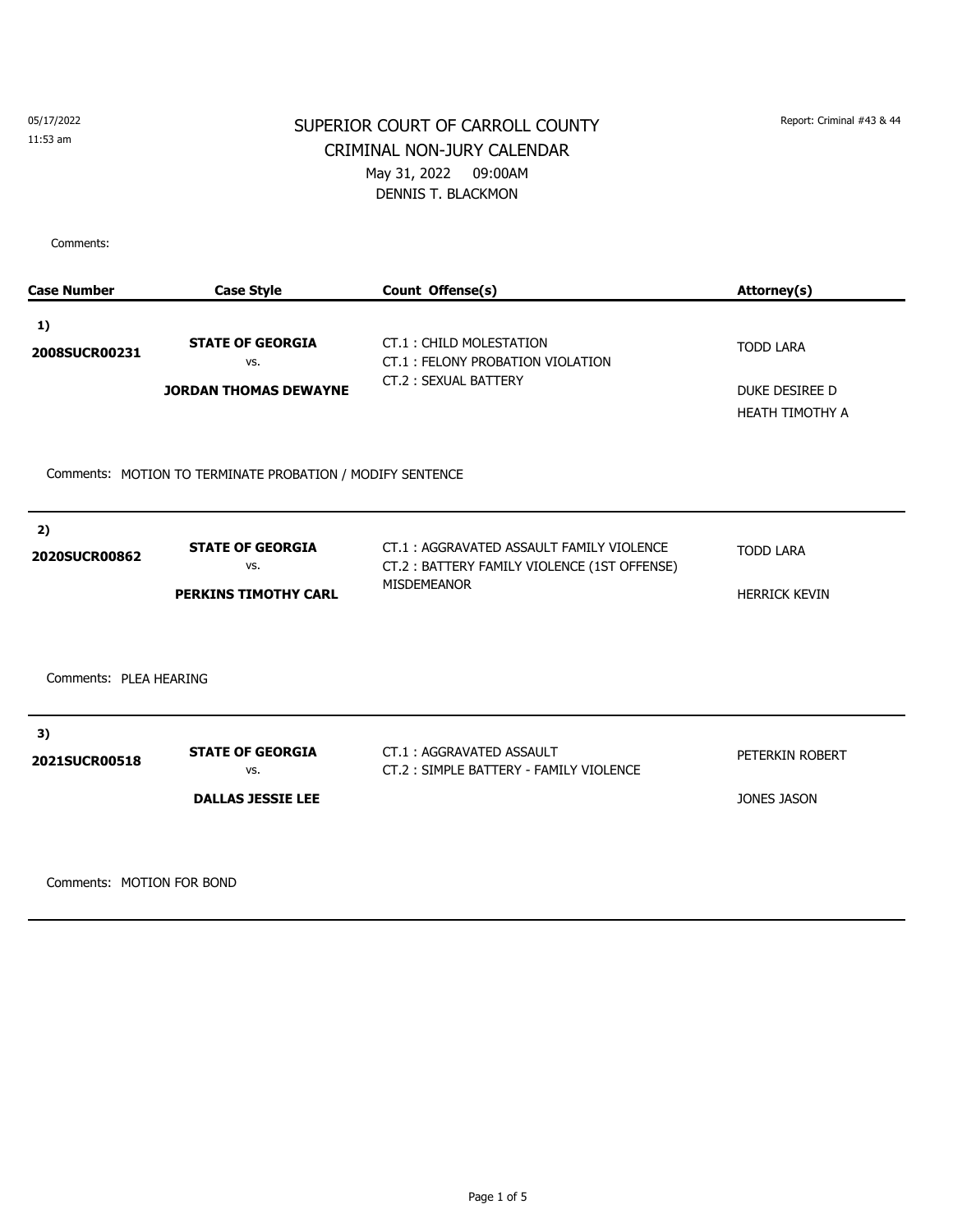05/17/2022
11:53 am

Report: Criminal #43 & 44

# SUPERIOR COURT OF CARROLL COUNTY
## CRIMINAL NON-JURY CALENDAR
May 31, 2022 09:00AM
DENNIS T. BLACKMON

Comments:

| Case Number | Case Style | Count Offense(s) | Attorney(s) |
|---|---|---|---|
| 1) **2008SUCR00231** | **STATE OF GEORGIA** vs. **JORDAN THOMAS DEWAYNE** | CT.1 : CHILD MOLESTATION<br>CT.1 : FELONY PROBATION VIOLATION<br>CT.2 : SEXUAL BATTERY | TODD LARA<br>DUKE DESIREE D<br>HEATH TIMOTHY A |

Comments: MOTION TO TERMINATE PROBATION / MODIFY SENTENCE

| Case Number | Case Style | Count Offense(s) | Attorney(s) |
|---|---|---|---|
| 2) **2020SUCR00862** | **STATE OF GEORGIA** vs. **PERKINS TIMOTHY CARL** | CT.1 : AGGRAVATED ASSAULT FAMILY VIOLENCE<br>CT.2 : BATTERY FAMILY VIOLENCE (1ST OFFENSE) MISDEMEANOR | TODD LARA<br>HERRICK KEVIN |

Comments: PLEA HEARING

| Case Number | Case Style | Count Offense(s) | Attorney(s) |
|---|---|---|---|
| 3) **2021SUCR00518** | **STATE OF GEORGIA** vs. **DALLAS JESSIE LEE** | CT.1 : AGGRAVATED ASSAULT<br>CT.2 : SIMPLE BATTERY - FAMILY VIOLENCE | PETERKIN ROBERT<br>JONES JASON |

Comments: MOTION FOR BOND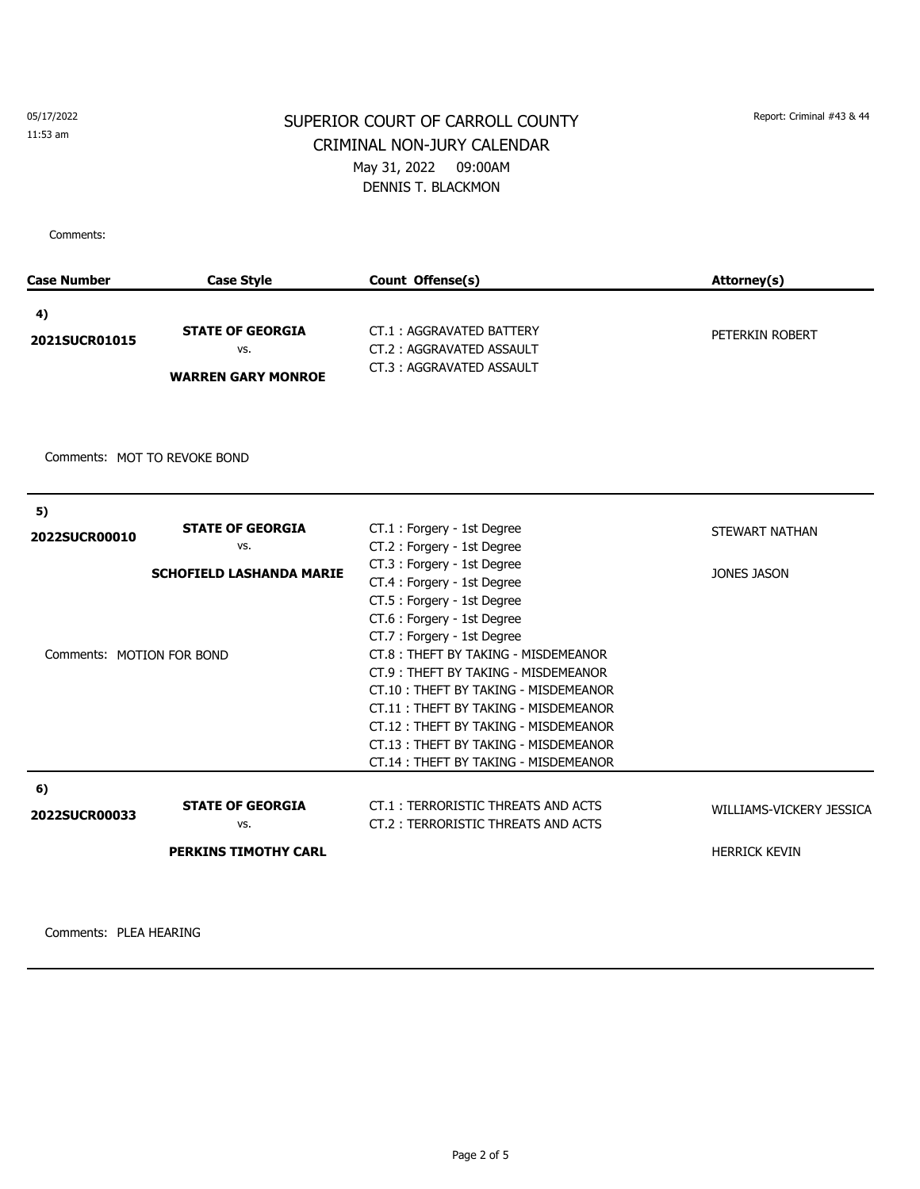05/17/2022
11:53 am

# SUPERIOR COURT OF CARROLL COUNTY
## CRIMINAL NON-JURY CALENDAR
May 31, 2022 09:00AM
DENNIS T. BLACKMON

Report: Criminal #43 & 44

Comments:

| Case Number | Case Style | Count Offense(s) | Attorney(s) |
|---|---|---|---|
| **4)** **2021SUCR01015** | **STATE OF GEORGIA** vs. **WARREN GARY MONROE** | CT.1 : AGGRAVATED BATTERY<br>CT.2 : AGGRAVATED ASSAULT<br>CT.3 : AGGRAVATED ASSAULT | PETERKIN ROBERT |
| Comments: MOT TO REVOKE BOND | | | |
| **5)** **2022SUCR00010** | **STATE OF GEORGIA** vs. **SCHOFIELD LASHANDA MARIE** | CT.1 : Forgery - 1st Degree<br>CT.2 : Forgery - 1st Degree<br>CT.3 : Forgery - 1st Degree<br>CT.4 : Forgery - 1st Degree<br>CT.5 : Forgery - 1st Degree<br>CT.6 : Forgery - 1st Degree<br>CT.7 : Forgery - 1st Degree<br>CT.8 : THEFT BY TAKING - MISDEMEANOR<br>CT.9 : THEFT BY TAKING - MISDEMEANOR<br>CT.10 : THEFT BY TAKING - MISDEMEANOR<br>CT.11 : THEFT BY TAKING - MISDEMEANOR<br>CT.12 : THEFT BY TAKING - MISDEMEANOR<br>CT.13 : THEFT BY TAKING - MISDEMEANOR<br>CT.14 : THEFT BY TAKING - MISDEMEANOR | STEWART NATHAN<br>JONES JASON |
| Comments: MOTION FOR BOND | | | |
| **6)** **2022SUCR00033** | **STATE OF GEORGIA** vs. **PERKINS TIMOTHY CARL** | CT.1 : TERRORISTIC THREATS AND ACTS<br>CT.2 : TERRORISTIC THREATS AND ACTS | WILLIAMS-VICKERY JESSICA<br>HERRICK KEVIN |
| Comments: PLEA HEARING | | | |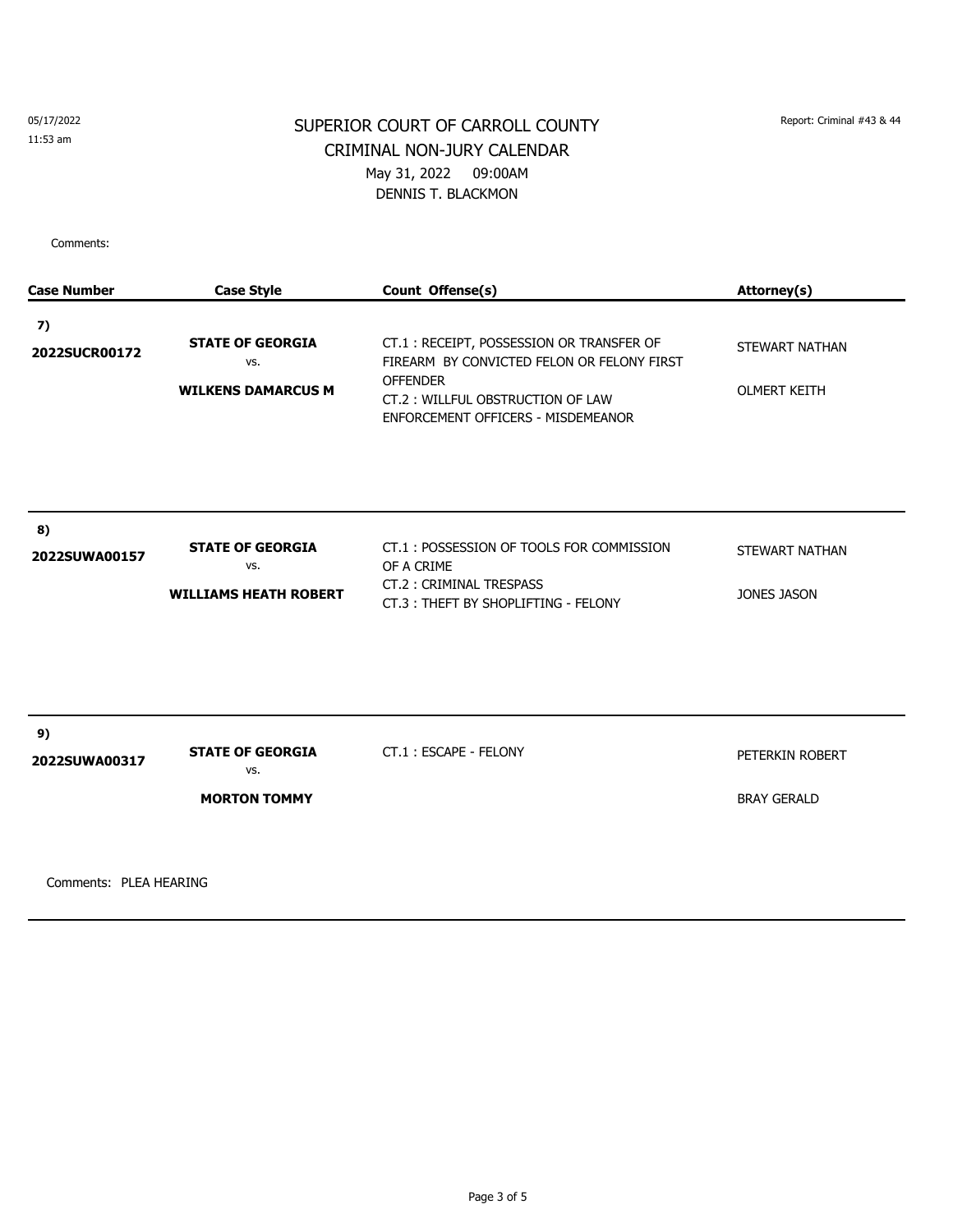05/17/2022
11:53 am

Report: Criminal #43 & 44

# SUPERIOR COURT OF CARROLL COUNTY

## CRIMINAL NON-JURY CALENDAR

May 31, 2022 09:00AM

DENNIS T. BLACKMON

Comments:

| Case Number | Case Style | Count Offense(s) | Attorney(s) |
|---|---|---|---|
| **7)** **2022SUCR00172** | **STATE OF GEORGIA** vs. **WILKENS DAMARCUS M** | CT.1 : RECEIPT, POSSESSION OR TRANSFER OF FIREARM BY CONVICTED FELON OR FELONY FIRST OFFENDER<br>CT.2 : WILLFUL OBSTRUCTION OF LAW ENFORCEMENT OFFICERS - MISDEMEANOR | STEWART NATHAN<br>OLMERT KEITH |
| **8)** **2022SUWA00157** | **STATE OF GEORGIA** vs. **WILLIAMS HEATH ROBERT** | CT.1 : POSSESSION OF TOOLS FOR COMMISSION OF A CRIME<br>CT.2 : CRIMINAL TRESPASS<br>CT.3 : THEFT BY SHOPLIFTING - FELONY | STEWART NATHAN<br>JONES JASON |
| **9)** **2022SUWA00317** | **STATE OF GEORGIA** vs. **MORTON TOMMY** | CT.1 : ESCAPE - FELONY | PETERKIN ROBERT<br>BRAY GERALD |

Comments: PLEA HEARING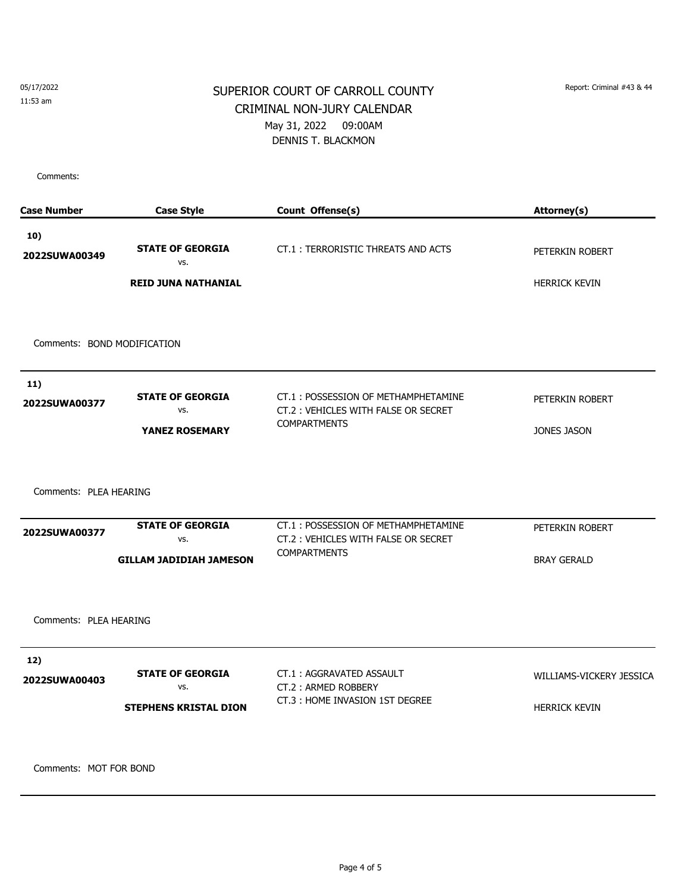05/17/2022
11:53 am

Report: Criminal #43 & 44

# SUPERIOR COURT OF CARROLL COUNTY
## CRIMINAL NON-JURY CALENDAR
May 31, 2022 09:00AM
DENNIS T. BLACKMON

Comments:

| Case Number | Case Style | Count Offense(s) | Attorney(s) |
|---|---|---|---|
| **10)** **2022SUWA00349** | **STATE OF GEORGIA** vs. **REID JUNA NATHANIAL** | CT.1 : TERRORISTIC THREATS AND ACTS | PETERKIN ROBERT<br>HERRICK KEVIN |
| Comments: BOND MODIFICATION | | | |
| **11)** **2022SUWA00377** | **STATE OF GEORGIA** vs. **YANEZ ROSEMARY** | CT.1 : POSSESSION OF METHAMPHETAMINE<br>CT.2 : VEHICLES WITH FALSE OR SECRET COMPARTMENTS | PETERKIN ROBERT<br>JONES JASON |
| Comments: PLEA HEARING | | | |
| **2022SUWA00377** | **STATE OF GEORGIA** vs. **GILLAM JADIDIAH JAMESON** | CT.1 : POSSESSION OF METHAMPHETAMINE<br>CT.2 : VEHICLES WITH FALSE OR SECRET COMPARTMENTS | PETERKIN ROBERT<br>BRAY GERALD |
| Comments: PLEA HEARING | | | |
| **12)** **2022SUWA00403** | **STATE OF GEORGIA** vs. **STEPHENS KRISTAL DION** | CT.1 : AGGRAVATED ASSAULT<br>CT.2 : ARMED ROBBERY<br>CT.3 : HOME INVASION 1ST DEGREE | WILLIAMS-VICKERY JESSICA<br>HERRICK KEVIN |
| Comments: MOT FOR BOND | | | |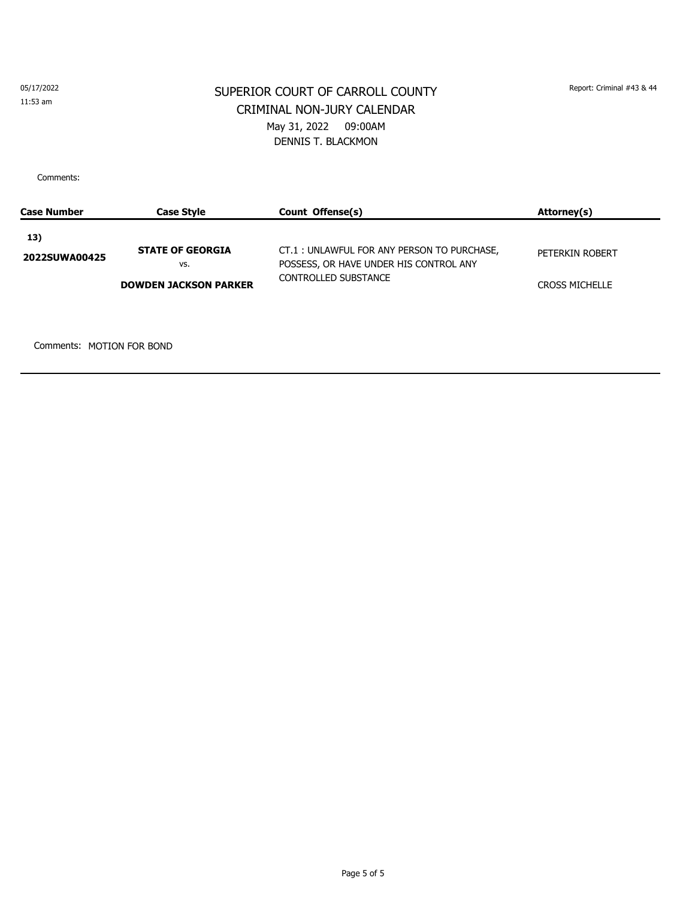05/17/2022
11:53 am

# SUPERIOR COURT OF CARROLL COUNTY

## CRIMINAL NON-JURY CALENDAR

May 31, 2022 09:00AM

DENNIS T. BLACKMON

Report: Criminal #43 & 44

Comments:

| Case Number | Case Style | Count Offense(s) | Attorney(s) |
|---|---|---|---|
| **13)** **2022SUWA00425** | **STATE OF GEORGIA** vs. **DOWDEN JACKSON PARKER** | CT.1 : UNLAWFUL FOR ANY PERSON TO PURCHASE, POSSESS, OR HAVE UNDER HIS CONTROL ANY CONTROLLED SUBSTANCE | PETERKIN ROBERT<br>CROSS MICHELLE |

Comments: MOTION FOR BOND